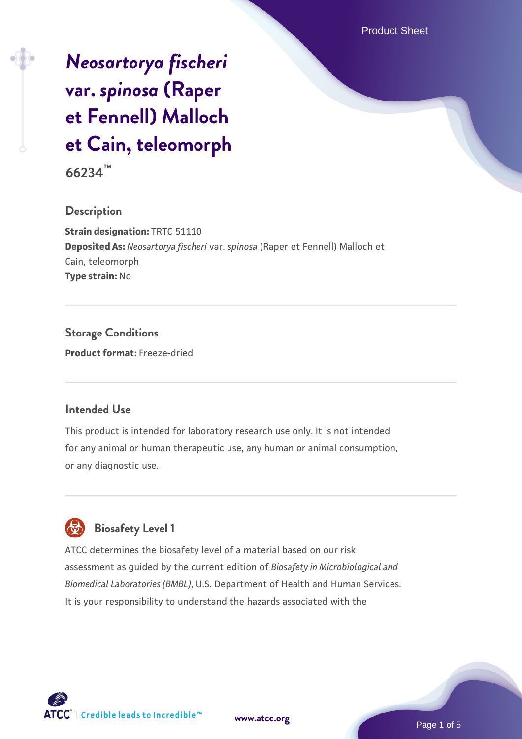# *Neosartorya fischeri* var. *spinosa* (Raper et Fennell) Malloch et Cain, teleomorph

**66234™**

## Description

**Strain designation:** TRTC 51110
**Deposited As:** *Neosartorya fischeri* var. *spinosa* (Raper et Fennell) Malloch et Cain, teleomorph
**Type strain:** No

## Storage Conditions

**Product format:** Freeze-dried

## Intended Use

This product is intended for laboratory research use only. It is not intended for any animal or human therapeutic use, any human or animal consumption, or any diagnostic use.

## Biosafety Level 1

ATCC determines the biosafety level of a material based on our risk assessment as guided by the current edition of *Biosafety in Microbiological and Biomedical Laboratories (BMBL)*, U.S. Department of Health and Human Services. It is your responsibility to understand the hazards associated with the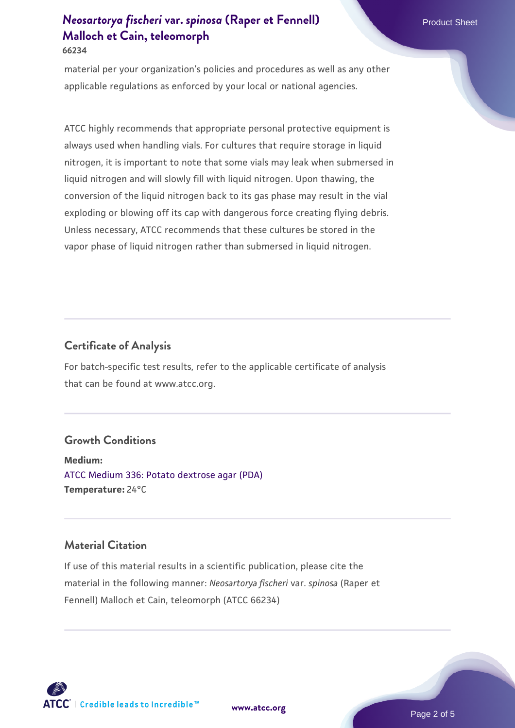material per your organization's policies and procedures as well as any other applicable regulations as enforced by your local or national agencies.

ATCC highly recommends that appropriate personal protective equipment is always used when handling vials. For cultures that require storage in liquid nitrogen, it is important to note that some vials may leak when submersed in liquid nitrogen and will slowly fill with liquid nitrogen. Upon thawing, the conversion of the liquid nitrogen back to its gas phase may result in the vial exploding or blowing off its cap with dangerous force creating flying debris. Unless necessary, ATCC recommends that these cultures be stored in the vapor phase of liquid nitrogen rather than submersed in liquid nitrogen.

## Certificate of Analysis

For batch-specific test results, refer to the applicable certificate of analysis that can be found at www.atcc.org.

## Growth Conditions

**Medium:**
ATCC Medium 336: Potato dextrose agar (PDA)
**Temperature:** 24°C

## Material Citation

If use of this material results in a scientific publication, please cite the material in the following manner: *Neosartorya fischeri* var. *spinosa* (Raper et Fennell) Malloch et Cain, teleomorph (ATCC 66234)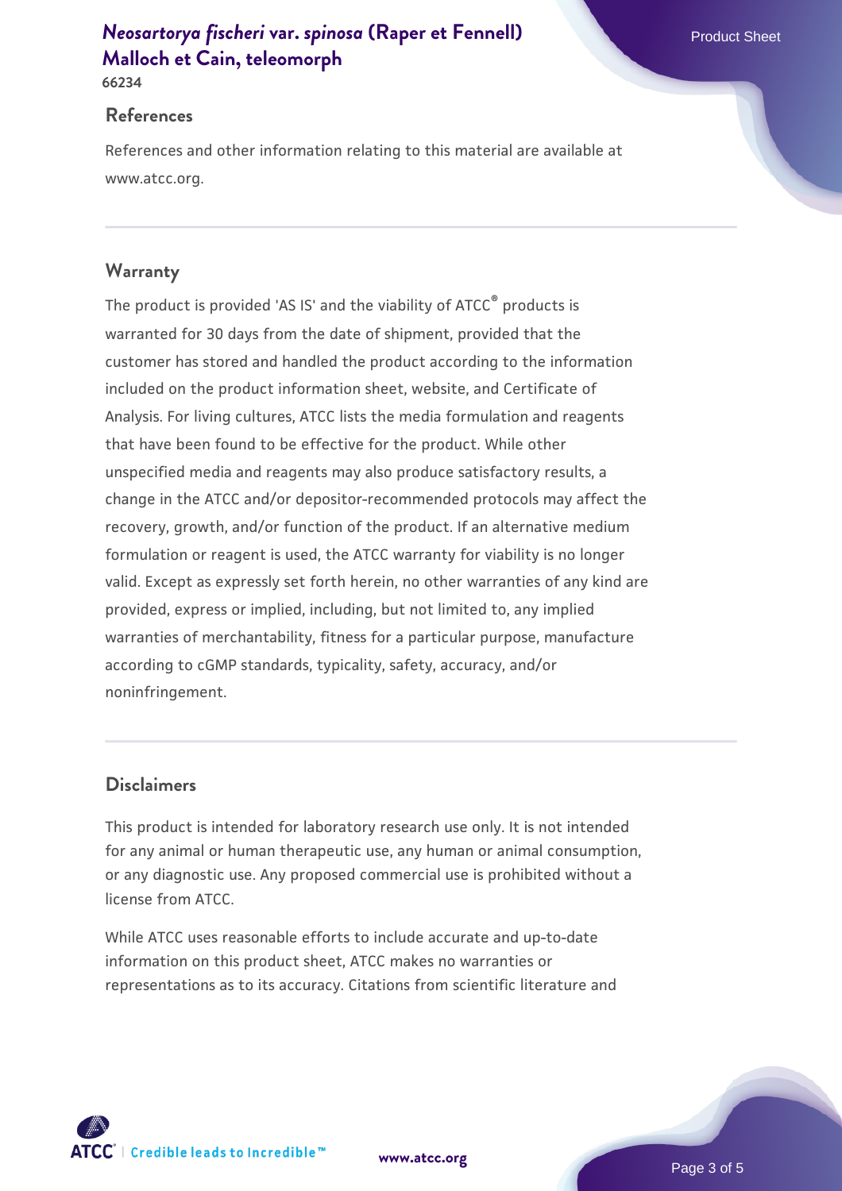## References

References and other information relating to this material are available at www.atcc.org.

## Warranty

The product is provided 'AS IS' and the viability of ATCC® products is warranted for 30 days from the date of shipment, provided that the customer has stored and handled the product according to the information included on the product information sheet, website, and Certificate of Analysis. For living cultures, ATCC lists the media formulation and reagents that have been found to be effective for the product. While other unspecified media and reagents may also produce satisfactory results, a change in the ATCC and/or depositor-recommended protocols may affect the recovery, growth, and/or function of the product. If an alternative medium formulation or reagent is used, the ATCC warranty for viability is no longer valid. Except as expressly set forth herein, no other warranties of any kind are provided, express or implied, including, but not limited to, any implied warranties of merchantability, fitness for a particular purpose, manufacture according to cGMP standards, typicality, safety, accuracy, and/or noninfringement.

## Disclaimers

This product is intended for laboratory research use only. It is not intended for any animal or human therapeutic use, any human or animal consumption, or any diagnostic use. Any proposed commercial use is prohibited without a license from ATCC.

While ATCC uses reasonable efforts to include accurate and up-to-date information on this product sheet, ATCC makes no warranties or representations as to its accuracy. Citations from scientific literature and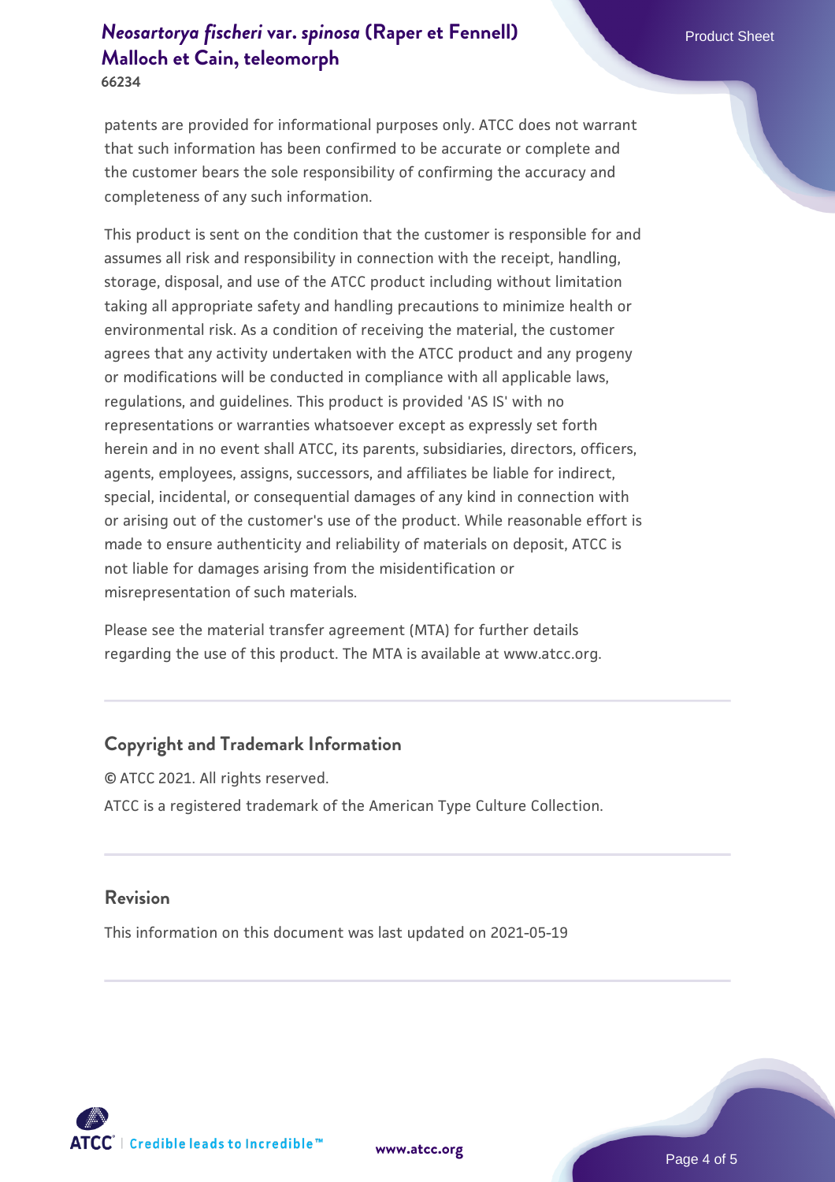patents are provided for informational purposes only. ATCC does not warrant that such information has been confirmed to be accurate or complete and the customer bears the sole responsibility of confirming the accuracy and completeness of any such information.

This product is sent on the condition that the customer is responsible for and assumes all risk and responsibility in connection with the receipt, handling, storage, disposal, and use of the ATCC product including without limitation taking all appropriate safety and handling precautions to minimize health or environmental risk. As a condition of receiving the material, the customer agrees that any activity undertaken with the ATCC product and any progeny or modifications will be conducted in compliance with all applicable laws, regulations, and guidelines. This product is provided 'AS IS' with no representations or warranties whatsoever except as expressly set forth herein and in no event shall ATCC, its parents, subsidiaries, directors, officers, agents, employees, assigns, successors, and affiliates be liable for indirect, special, incidental, or consequential damages of any kind in connection with or arising out of the customer's use of the product. While reasonable effort is made to ensure authenticity and reliability of materials on deposit, ATCC is not liable for damages arising from the misidentification or misrepresentation of such materials.

Please see the material transfer agreement (MTA) for further details regarding the use of this product. The MTA is available at www.atcc.org.

## Copyright and Trademark Information

© ATCC 2021. All rights reserved.

ATCC is a registered trademark of the American Type Culture Collection.

## Revision

This information on this document was last updated on 2021-05-19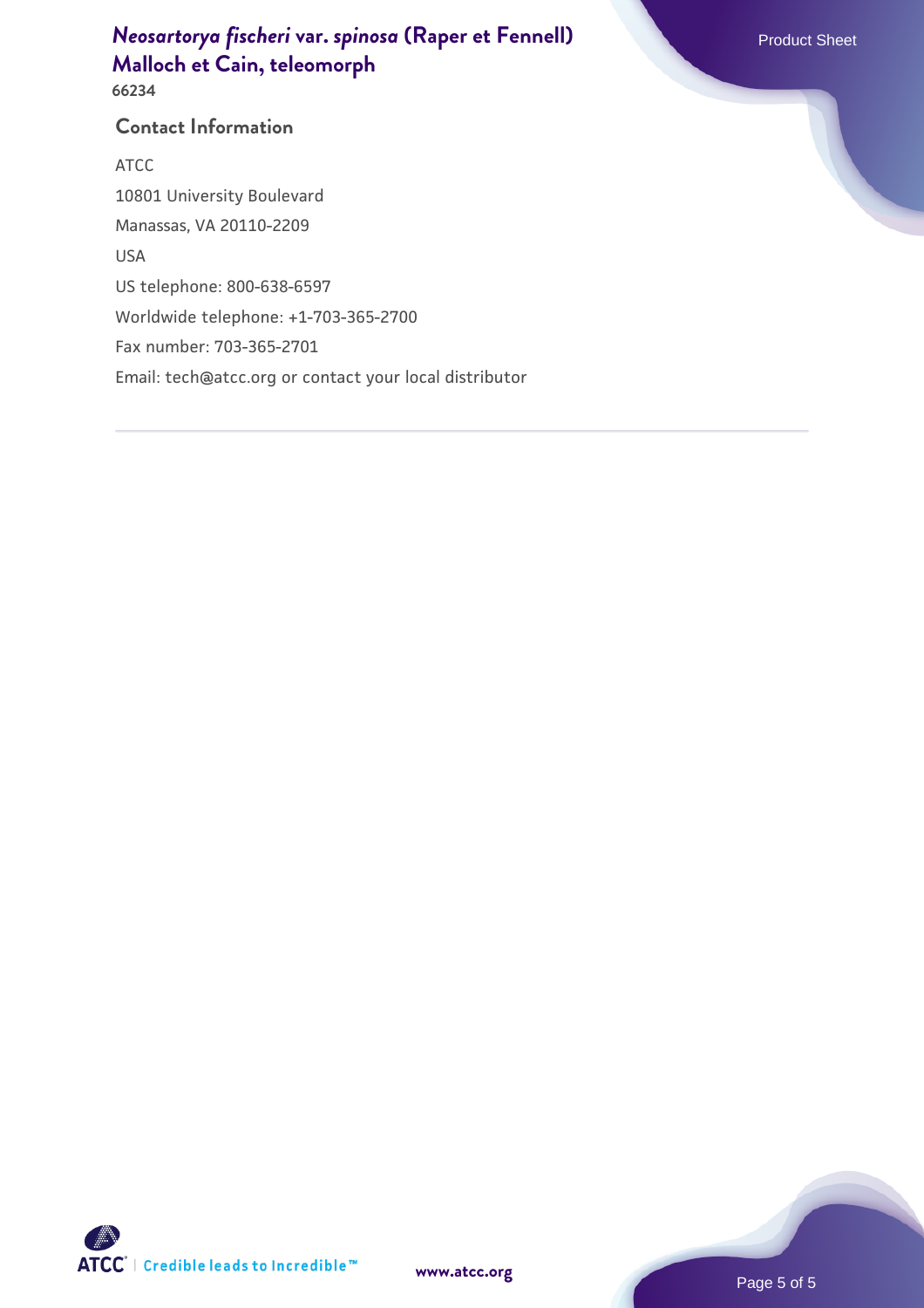### Contact Information

ATCC

10801 University Boulevard

Manassas, VA 20110-2209

USA

US telephone: 800-638-6597

Worldwide telephone: +1-703-365-2700

Fax number: 703-365-2701

Email: tech@atcc.org or contact your local distributor